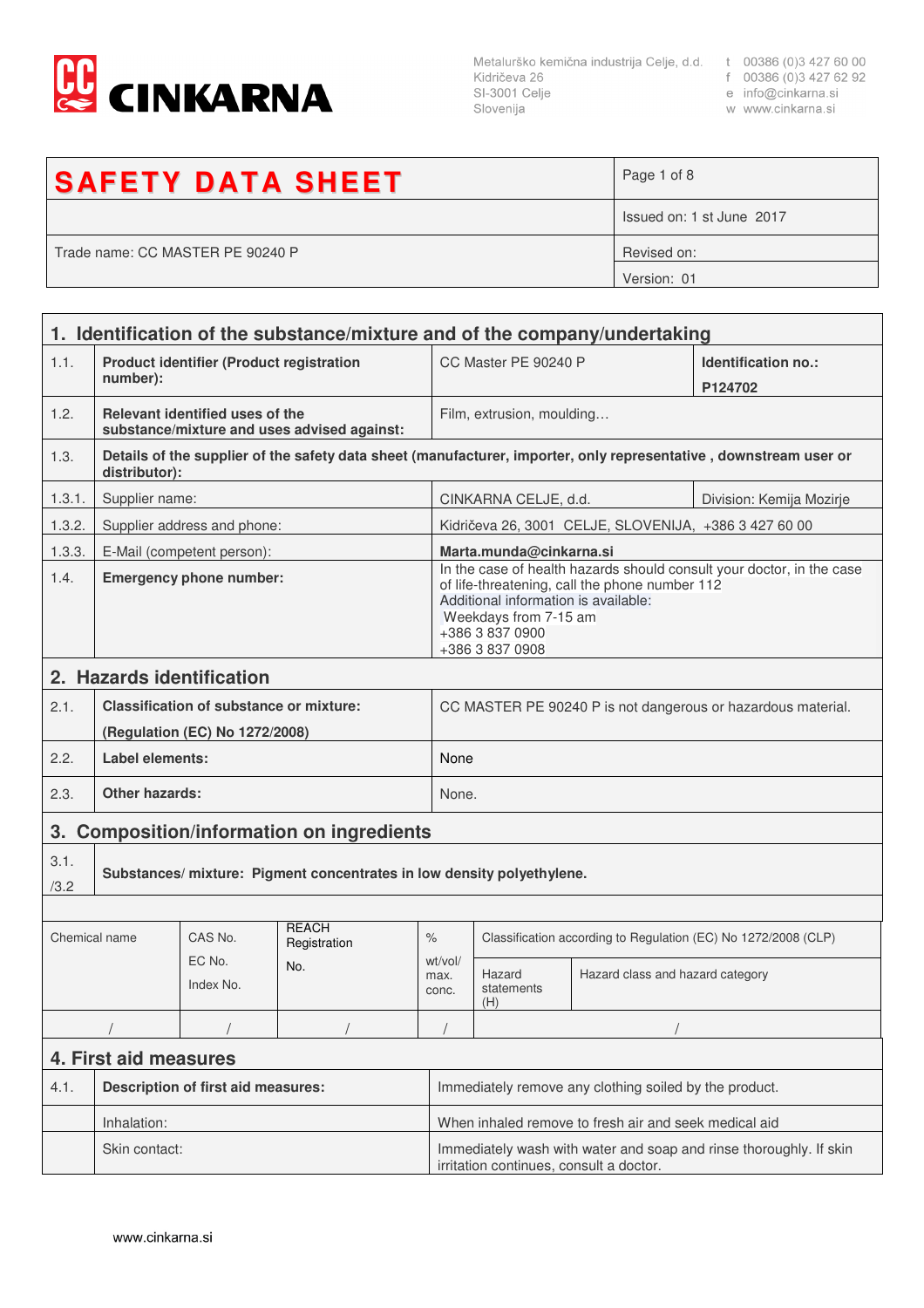CINKARNA

Metalurško kemična industrija Celje, d.d.
Kidričeva 26
SI-3001 Celje
Slovenija

t 00386 (0)3 427 60 00
f 00386 (0)3 427 62 92
e info@cinkarna.si
w www.cinkarna.si

| SAFETY DATA SHEET | Page 1 of 8 |
|---|---|
| | Issued on: 1 st June 2017 |
| Trade name: CC MASTER PE 90240 P | Revised on: |
| | Version: 01 |

## 1. Identification of the substance/mixture and of the company/undertaking

| | | | |
|---|---|---|---|
| 1.1. | **Product identifier (Product registration number):** | CC Master PE 90240 P | **Identification no.: P124702** |
| 1.2. | **Relevant identified uses of the substance/mixture and uses advised against:** | Film, extrusion, moulding… | |
| 1.3. | **Details of the supplier of the safety data sheet (manufacturer, importer, only representative , downstream user or distributor):** | | |
| 1.3.1. | Supplier name: | CINKARNA CELJE, d.d. | Division: Kemija Mozirje |
| 1.3.2. | Supplier address and phone: | Kidričeva 26, 3001 CELJE, SLOVENIJA, +386 3 427 60 00 | |
| 1.3.3. | E-Mail (competent person): | **Marta.munda@cinkarna.si** | |
| 1.4. | **Emergency phone number:** | In the case of health hazards should consult your doctor, in the case of life-threatening, call the phone number 112<br>Additional information is available:<br>Weekdays from 7-15 am<br>+386 3 837 0900<br>+386 3 837 0908 | |

## 2. Hazards identification

| | | |
|---|---|---|
| 2.1. | **Classification of substance or mixture: (Regulation (EC) No 1272/2008)** | CC MASTER PE 90240 P is not dangerous or hazardous material. |
| 2.2. | **Label elements:** | None |
| 2.3. | **Other hazards:** | None. |

## 3. Composition/information on ingredients

3.1./3.2 **Substances/ mixture: Pigment concentrates in low density polyethylene.**

| Chemical name | CAS No.<br>EC No.<br>Index No. | REACH Registration No. | %<br>wt/vol/ max. conc. | Classification according to Regulation (EC) No 1272/2008 (CLP) | |
|---|---|---|---|---|---|
| | | | | Hazard statements (H) | Hazard class and hazard category |
| / | / | / | / | / | |

## 4. First aid measures

| | | |
|---|---|---|
| 4.1. | **Description of first aid measures:** | Immediately remove any clothing soiled by the product. |
| | Inhalation: | When inhaled remove to fresh air and seek medical aid |
| | Skin contact: | Immediately wash with water and soap and rinse thoroughly. If skin irritation continues, consult a doctor. |

www.cinkarna.si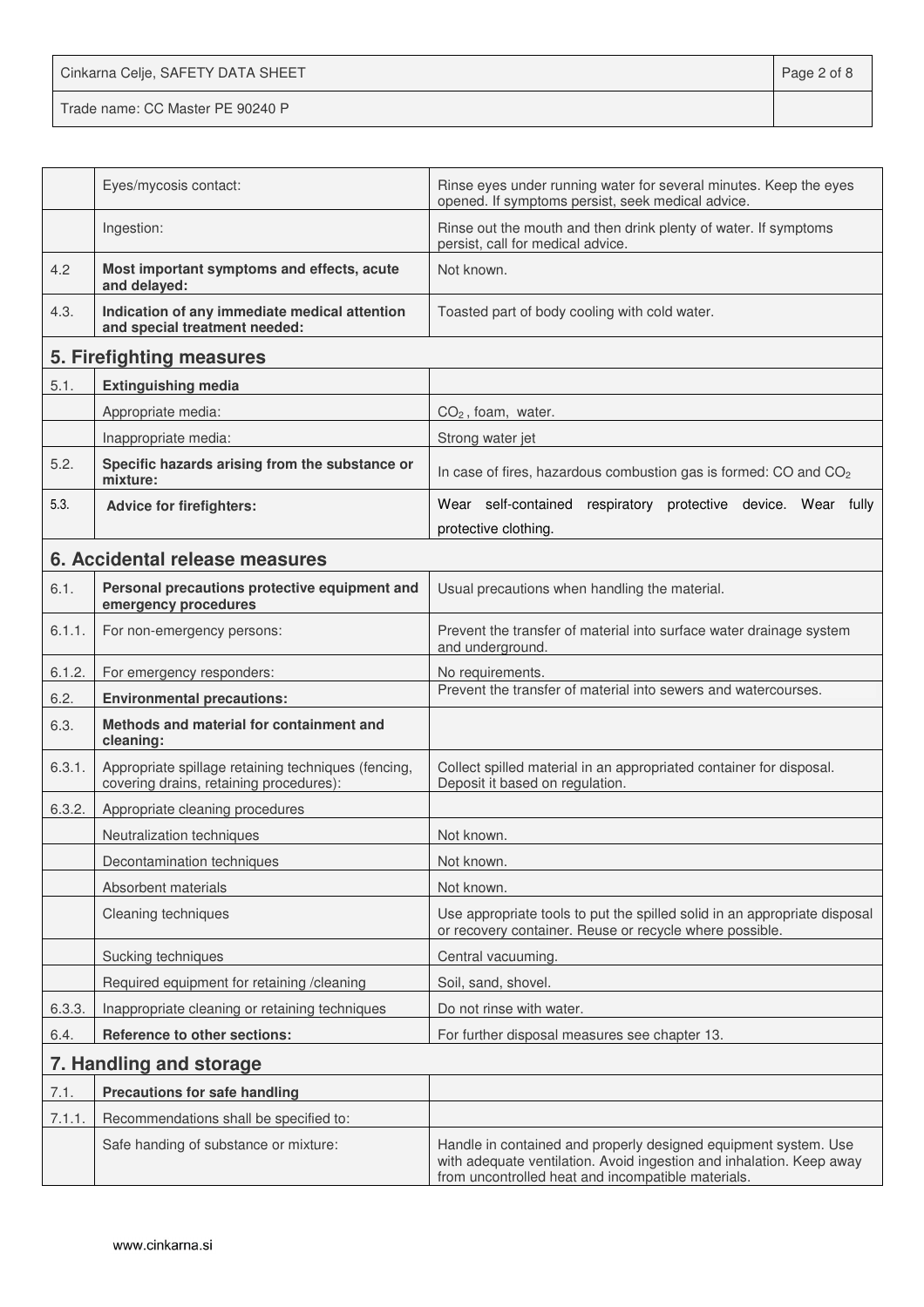| | | |
|---|---|---|
| | Eyes/mycosis contact: | Rinse eyes under running water for several minutes. Keep the eyes opened. If symptoms persist, seek medical advice. |
| | Ingestion: | Rinse out the mouth and then drink plenty of water. If symptoms persist, call for medical advice. |
| 4.2 | **Most important symptoms and effects, acute and delayed:** | Not known. |
| 4.3. | **Indication of any immediate medical attention and special treatment needed:** | Toasted part of body cooling with cold water. |

## 5. Firefighting measures

| | | |
|---|---|---|
| 5.1. | **Extinguishing media** | |
| | Appropriate media: | $CO_2$ , foam, water. |
| | Inappropriate media: | Strong water jet |
| 5.2. | **Specific hazards arising from the substance or mixture:** | In case of fires, hazardous combustion gas is formed: CO and $CO_2$ |
| 5.3. | **Advice for firefighters:** | Wear self-contained respiratory protective device. Wear fully protective clothing. |

## 6. Accidental release measures

| | | |
|---|---|---|
| 6.1. | **Personal precautions protective equipment and emergency procedures** | Usual precautions when handling the material. |
| 6.1.1. | For non-emergency persons: | Prevent the transfer of material into surface water drainage system and underground. |
| 6.1.2. | For emergency responders: | No requirements. |
| 6.2. | **Environmental precautions:** | Prevent the transfer of material into sewers and watercourses. |
| 6.3. | **Methods and material for containment and cleaning:** | |
| 6.3.1. | Appropriate spillage retaining techniques (fencing, covering drains, retaining procedures): | Collect spilled material in an appropriated container for disposal. Deposit it based on regulation. |
| 6.3.2. | Appropriate cleaning procedures | |
| | Neutralization techniques | Not known. |
| | Decontamination techniques | Not known. |
| | Absorbent materials | Not known. |
| | Cleaning techniques | Use appropriate tools to put the spilled solid in an appropriate disposal or recovery container. Reuse or recycle where possible. |
| | Sucking techniques | Central vacuuming. |
| | Required equipment for retaining /cleaning | Soil, sand, shovel. |
| 6.3.3. | Inappropriate cleaning or retaining techniques | Do not rinse with water. |
| 6.4. | **Reference to other sections:** | For further disposal measures see chapter 13. |

## 7. Handling and storage

| | | |
|---|---|---|
| 7.1. | **Precautions for safe handling** | |
| 7.1.1. | Recommendations shall be specified to: | |
| | Safe handing of substance or mixture: | Handle in contained and properly designed equipment system. Use with adequate ventilation. Avoid ingestion and inhalation. Keep away from uncontrolled heat and incompatible materials. |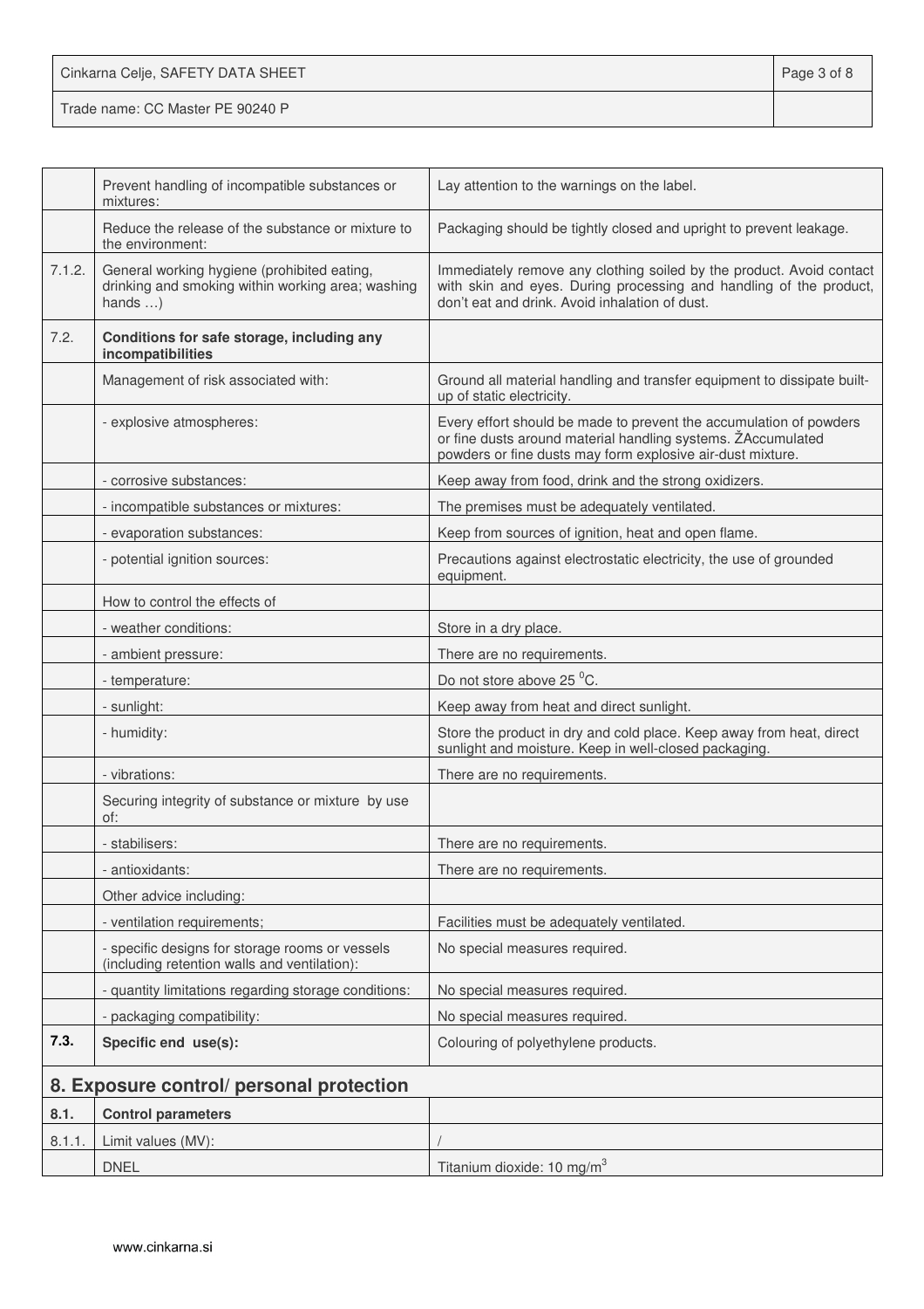| | | |
|---|---|---|
| | Prevent handling of incompatible substances or mixtures: | Lay attention to the warnings on the label. |
| | Reduce the release of the substance or mixture to the environment: | Packaging should be tightly closed and upright to prevent leakage. |
| 7.1.2. | General working hygiene (prohibited eating, drinking and smoking within working area; washing hands …) | Immediately remove any clothing soiled by the product. Avoid contact with skin and eyes. During processing and handling of the product, don't eat and drink. Avoid inhalation of dust. |
| 7.2. | **Conditions for safe storage, including any incompatibilities** | |
| | Management of risk associated with: | Ground all material handling and transfer equipment to dissipate built-up of static electricity. |
| | - explosive atmospheres: | Every effort should be made to prevent the accumulation of powders or fine dusts around material handling systems. ŽAccumulated powders or fine dusts may form explosive air-dust mixture. |
| | - corrosive substances: | Keep away from food, drink and the strong oxidizers. |
| | - incompatible substances or mixtures: | The premises must be adequately ventilated. |
| | - evaporation substances: | Keep from sources of ignition, heat and open flame. |
| | - potential ignition sources: | Precautions against electrostatic electricity, the use of grounded equipment. |
| | How to control the effects of | |
| | - weather conditions: | Store in a dry place. |
| | - ambient pressure: | There are no requirements. |
| | - temperature: | Do not store above 25 $^0$C. |
| | - sunlight: | Keep away from heat and direct sunlight. |
| | - humidity: | Store the product in dry and cold place. Keep away from heat, direct sunlight and moisture. Keep in well-closed packaging. |
| | - vibrations: | There are no requirements. |
| | Securing integrity of substance or mixture by use of: | |
| | - stabilisers: | There are no requirements. |
| | - antioxidants: | There are no requirements. |
| | Other advice including: | |
| | - ventilation requirements; | Facilities must be adequately ventilated. |
| | - specific designs for storage rooms or vessels (including retention walls and ventilation): | No special measures required. |
| | - quantity limitations regarding storage conditions: | No special measures required. |
| | - packaging compatibility: | No special measures required. |
| **7.3.** | **Specific end use(s):** | Colouring of polyethylene products. |

## 8. Exposure control/ personal protection

| | | |
|---|---|---|
| **8.1.** | **Control parameters** | |
| 8.1.1. | Limit values (MV): | / |
| | DNEL | Titanium dioxide: 10 mg/m$^3$ |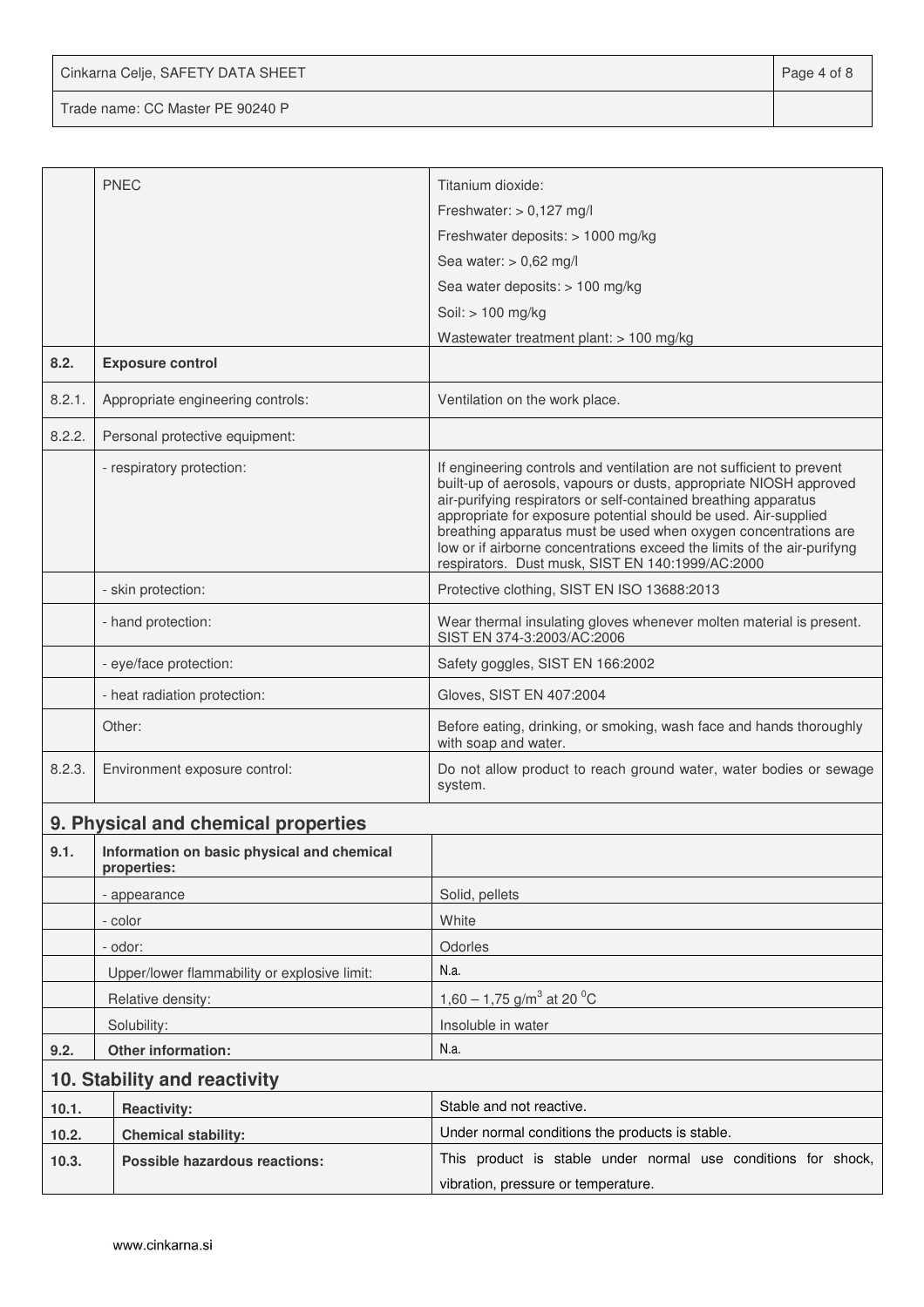| | | |
|---|---|---|
| | PNEC | Titanium dioxide:<br>Freshwater: > 0,127 mg/l<br>Freshwater deposits: > 1000 mg/kg<br>Sea water: > 0,62 mg/l<br>Sea water deposits: > 100 mg/kg<br>Soil: > 100 mg/kg<br>Wastewater treatment plant: > 100 mg/kg |
| **8.2.** | **Exposure control** | |
| 8.2.1. | Appropriate engineering controls: | Ventilation on the work place. |
| 8.2.2. | Personal protective equipment: | |
| | - respiratory protection: | If engineering controls and ventilation are not sufficient to prevent built-up of aerosols, vapours or dusts, appropriate NIOSH approved air-purifying respirators or self-contained breathing apparatus appropriate for exposure potential should be used. Air-supplied breathing apparatus must be used when oxygen concentrations are low or if airborne concentrations exceed the limits of the air-purifyng respirators. Dust musk, SIST EN 140:1999/AC:2000 |
| | - skin protection: | Protective clothing, SIST EN ISO 13688:2013 |
| | - hand protection: | Wear thermal insulating gloves whenever molten material is present. SIST EN 374-3:2003/AC:2006 |
| | - eye/face protection: | Safety goggles, SIST EN 166:2002 |
| | - heat radiation protection: | Gloves, SIST EN 407:2004 |
| | Other: | Before eating, drinking, or smoking, wash face and hands thoroughly with soap and water. |
| 8.2.3. | Environment exposure control: | Do not allow product to reach ground water, water bodies or sewage system. |

## 9. Physical and chemical properties

| | | |
|---|---|---|
| **9.1.** | **Information on basic physical and chemical properties:** | |
| | - appearance | Solid, pellets |
| | - color | White |
| | - odor: | Odorles |
| | Upper/lower flammability or explosive limit: | N.a. |
| | Relative density: | 1,60 – 1,75 g/m$^3$ at 20 $^0$C |
| | Solubility: | Insoluble in water |
| **9.2.** | **Other information:** | N.a. |

## 10. Stability and reactivity

| | | |
|---|---|---|
| **10.1.** | **Reactivity:** | Stable and not reactive. |
| **10.2.** | **Chemical stability:** | Under normal conditions the products is stable. |
| **10.3.** | **Possible hazardous reactions:** | This product is stable under normal use conditions for shock, vibration, pressure or temperature. |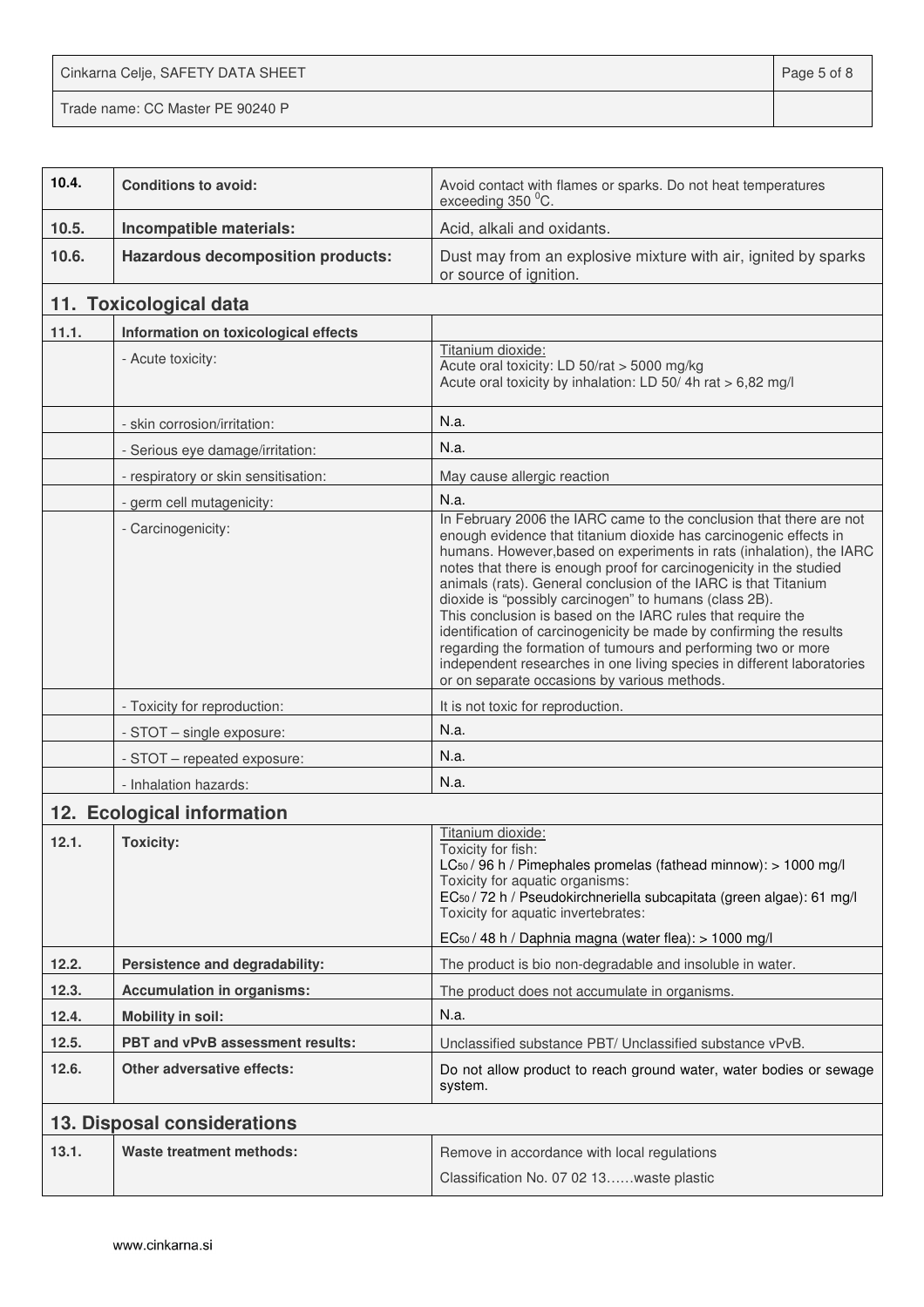| | | |
|---|---|---|
| **10.4.** | **Conditions to avoid:** | Avoid contact with flames or sparks. Do not heat temperatures exceeding 350 $^0$C. |
| **10.5.** | **Incompatible materials:** | Acid, alkali and oxidants. |
| **10.6.** | **Hazardous decomposition products:** | Dust may from an explosive mixture with air, ignited by sparks or source of ignition. |

## 11. Toxicological data

| | | |
|---|---|---|
| **11.1.** | **Information on toxicological effects** | |
| | - Acute toxicity: | Titanium dioxide:<br>Acute oral toxicity: LD 50/rat > 5000 mg/kg<br>Acute oral toxicity by inhalation: LD 50/ 4h rat > 6,82 mg/l |
| | - skin corrosion/irritation: | N.a. |
| | - Serious eye damage/irritation: | N.a. |
| | - respiratory or skin sensitisation: | May cause allergic reaction |
| | - germ cell mutagenicity: | N.a. |
| | - Carcinogenicity: | In February 2006 the IARC came to the conclusion that there are not enough evidence that titanium dioxide has carcinogenic effects in humans. However,based on experiments in rats (inhalation), the IARC notes that there is enough proof for carcinogenicity in the studied animals (rats). General conclusion of the IARC is that Titanium dioxide is "possibly carcinogen" to humans (class 2B).<br>This conclusion is based on the IARC rules that require the identification of carcinogenicity be made by confirming the results regarding the formation of tumours and performing two or more independent researches in one living species in different laboratories or on separate occasions by various methods. |
| | - Toxicity for reproduction: | It is not toxic for reproduction. |
| | - STOT – single exposure: | N.a. |
| | - STOT – repeated exposure: | N.a. |
| | - Inhalation hazards: | N.a. |

## 12. Ecological information

| | | |
|---|---|---|
| **12.1.** | **Toxicity:** | Titanium dioxide:<br>Toxicity for fish:<br>$LC_{50}$ / 96 h / Pimephales promelas (fathead minnow): > 1000 mg/l<br>Toxicity for aquatic organisms:<br>$EC_{50}$ / 72 h / Pseudokirchneriella subcapitata (green algae): 61 mg/l<br>Toxicity for aquatic invertebrates:<br>$EC_{50}$ / 48 h / Daphnia magna (water flea): > 1000 mg/l |
| **12.2.** | **Persistence and degradability:** | The product is bio non-degradable and insoluble in water. |
| **12.3.** | **Accumulation in organisms:** | The product does not accumulate in organisms. |
| **12.4.** | **Mobility in soil:** | N.a. |
| **12.5.** | **PBT and vPvB assessment results:** | Unclassified substance PBT/ Unclassified substance vPvB. |
| **12.6.** | **Other adversative effects:** | Do not allow product to reach ground water, water bodies or sewage system. |

## 13. Disposal considerations

| | | |
|---|---|---|
| **13.1.** | **Waste treatment methods:** | Remove in accordance with local regulations<br>Classification No. 07 02 13……waste plastic |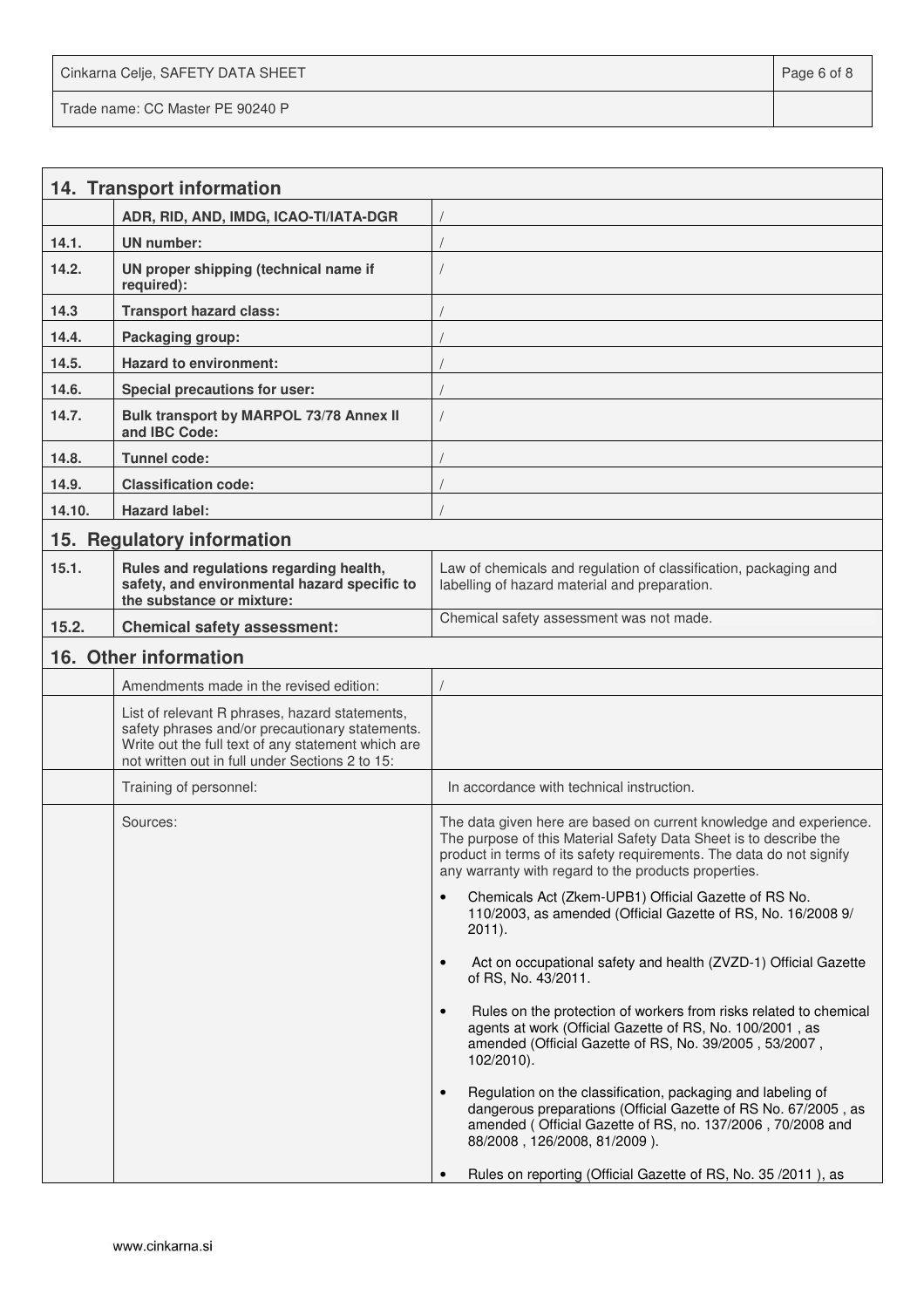## 14. Transport information

| | | |
|---|---|---|
| | **ADR, RID, AND, IMDG, ICAO-TI/IATA-DGR** | / |
| **14.1.** | **UN number:** | / |
| **14.2.** | **UN proper shipping (technical name if required):** | / |
| **14.3** | **Transport hazard class:** | / |
| **14.4.** | **Packaging group:** | / |
| **14.5.** | **Hazard to environment:** | / |
| **14.6.** | **Special precautions for user:** | / |
| **14.7.** | **Bulk transport by MARPOL 73/78 Annex II and IBC Code:** | / |
| **14.8.** | **Tunnel code:** | / |
| **14.9.** | **Classification code:** | / |
| **14.10.** | **Hazard label:** | / |

## 15. Regulatory information

| | | |
|---|---|---|
| **15.1.** | **Rules and regulations regarding health, safety, and environmental hazard specific to the substance or mixture:** | Law of chemicals and regulation of classification, packaging and labelling of hazard material and preparation. |
| **15.2.** | **Chemical safety assessment:** | Chemical safety assessment was not made. |

## 16. Other information

| | | |
|---|---|---|
| | Amendments made in the revised edition: | / |
| | List of relevant R phrases, hazard statements, safety phrases and/or precautionary statements. Write out the full text of any statement which are not written out in full under Sections 2 to 15: | |
| | Training of personnel: | In accordance with technical instruction. |
| | Sources: | The data given here are based on current knowledge and experience. The purpose of this Material Safety Data Sheet is to describe the product in terms of its safety requirements. The data do not signify any warranty with regard to the products properties.<br>• Chemicals Act (Zkem-UPB1) Official Gazette of RS No. 110/2003, as amended (Official Gazette of RS, No. 16/2008 9/ 2011).<br>• Act on occupational safety and health (ZVZD-1) Official Gazette of RS, No. 43/2011.<br>• Rules on the protection of workers from risks related to chemical agents at work (Official Gazette of RS, No. 100/2001 , as amended (Official Gazette of RS, No. 39/2005 , 53/2007 , 102/2010).<br>• Regulation on the classification, packaging and labeling of dangerous preparations (Official Gazette of RS No. 67/2005 , as amended ( Official Gazette of RS, no. 137/2006 , 70/2008 and 88/2008 , 126/2008, 81/2009 ).<br>• Rules on reporting (Official Gazette of RS, No. 35 /2011 ), as |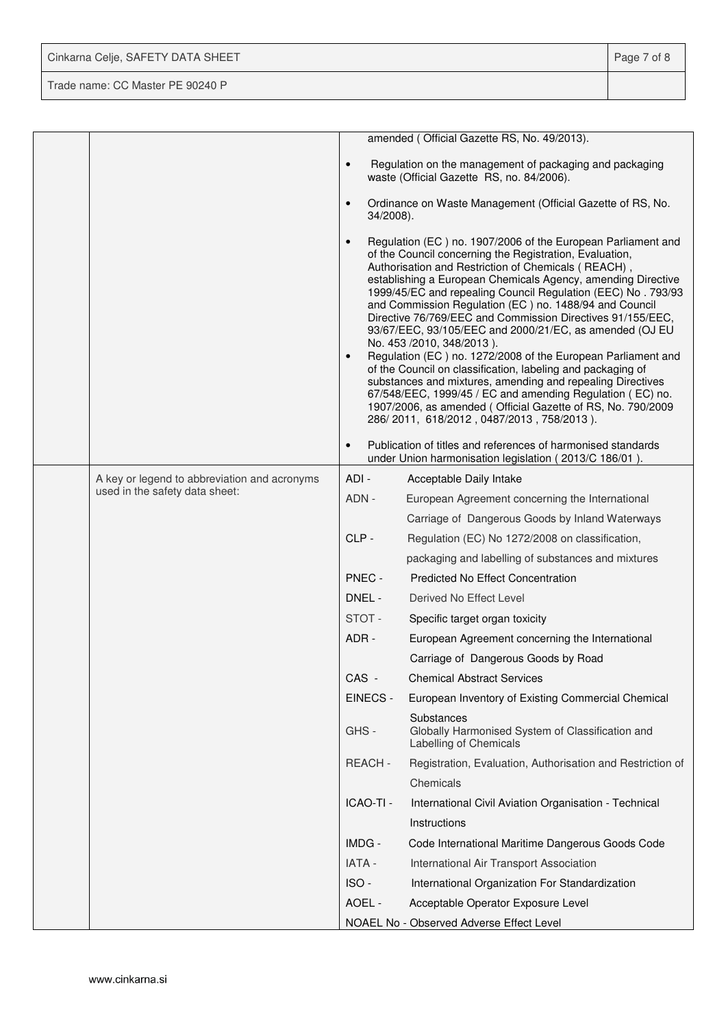| | | |
|---|---|---|
| | | amended ( Official Gazette RS, No. 49/2013).<br><br>• Regulation on the management of packaging and packaging waste (Official Gazette RS, no. 84/2006).<br><br>• Ordinance on Waste Management (Official Gazette of RS, No. 34/2008).<br><br>• Regulation (EC ) no. 1907/2006 of the European Parliament and of the Council concerning the Registration, Evaluation, Authorisation and Restriction of Chemicals ( REACH) , establishing a European Chemicals Agency, amending Directive 1999/45/EC and repealing Council Regulation (EEC) No . 793/93 and Commission Regulation (EC ) no. 1488/94 and Council Directive 76/769/EEC and Commission Directives 91/155/EEC, 93/67/EEC, 93/105/EEC and 2000/21/EC, as amended (OJ EU No. 453 /2010, 348/2013 ).<br>• Regulation (EC ) no. 1272/2008 of the European Parliament and of the Council on classification, labeling and packaging of substances and mixtures, amending and repealing Directives 67/548/EEC, 1999/45 / EC and amending Regulation ( EC) no. 1907/2006, as amended ( Official Gazette of RS, No. 790/2009 286/ 2011, 618/2012 , 0487/2013 , 758/2013 ).<br><br>• Publication of titles and references of harmonised standards under Union harmonisation legislation ( 2013/C 186/01 ). |
| | A key or legend to abbreviation and acronyms used in the safety data sheet: | ADI - Acceptable Daily Intake<br>ADN - European Agreement concerning the International Carriage of Dangerous Goods by Inland Waterways<br>CLP - Regulation (EC) No 1272/2008 on classification, packaging and labelling of substances and mixtures<br>PNEC - Predicted No Effect Concentration<br>DNEL - Derived No Effect Level<br>STOT - Specific target organ toxicity<br>ADR - European Agreement concerning the International Carriage of Dangerous Goods by Road<br>CAS - Chemical Abstract Services<br>EINECS - European Inventory of Existing Commercial Chemical Substances<br>GHS - Globally Harmonised System of Classification and Labelling of Chemicals<br>REACH - Registration, Evaluation, Authorisation and Restriction of Chemicals<br>ICAO-TI - International Civil Aviation Organisation - Technical Instructions<br>IMDG - Code International Maritime Dangerous Goods Code<br>IATA - International Air Transport Association<br>ISO - International Organization For Standardization<br>AOEL - Acceptable Operator Exposure Level<br>NOAEL No - Observed Adverse Effect Level |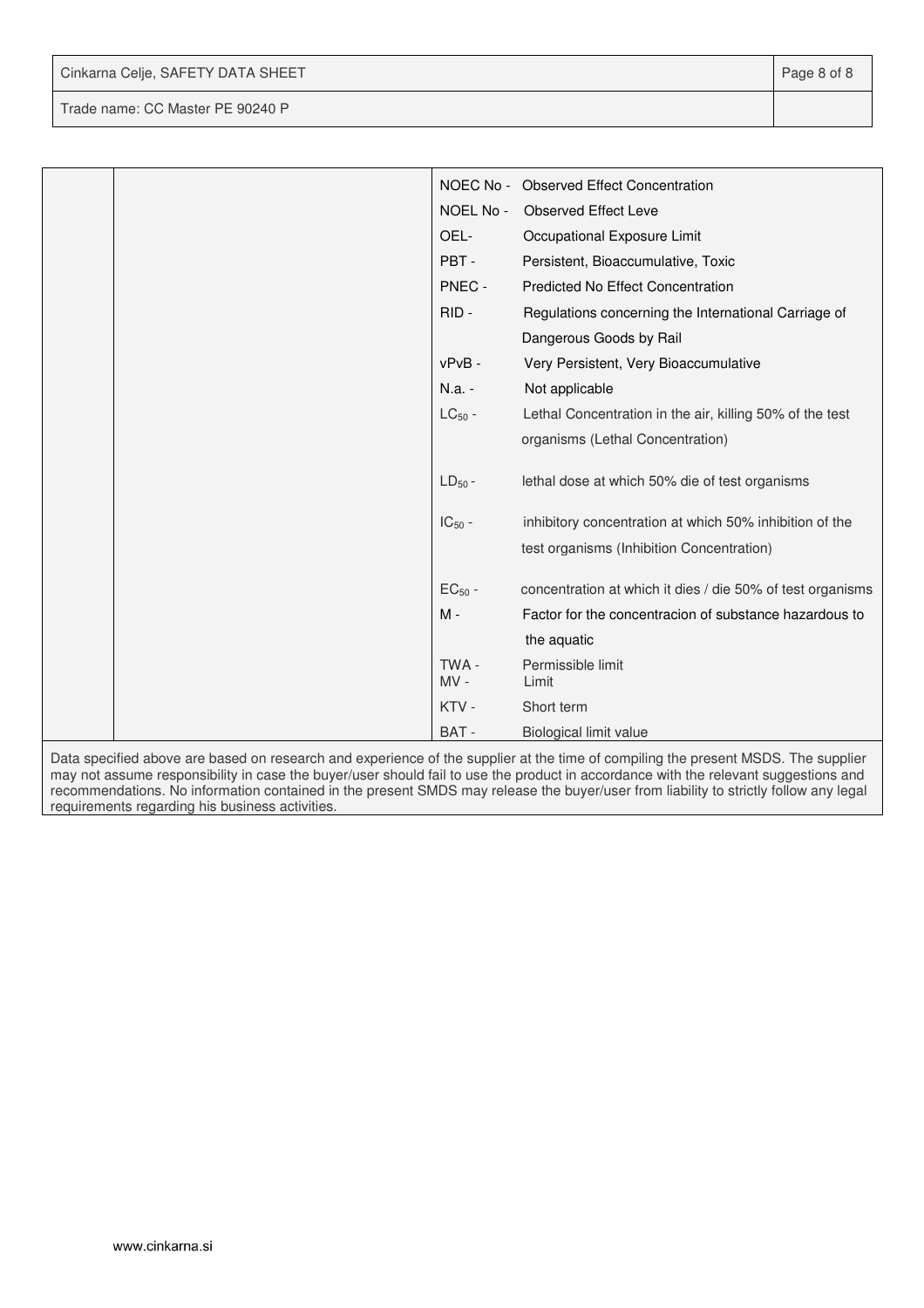| | | | |
|---|---|---|---|
| | | NOEC No - | Observed Effect Concentration |
| | | NOEL No - | Observed Effect Leve |
| | | OEL- | Occupational Exposure Limit |
| | | PBT - | Persistent, Bioaccumulative, Toxic |
| | | PNEC - | Predicted No Effect Concentration |
| | | RID - | Regulations concerning the International Carriage of Dangerous Goods by Rail |
| | | vPvB - | Very Persistent, Very Bioaccumulative |
| | | N.a. - | Not applicable |
| | | $LC_{50}$ - | Lethal Concentration in the air, killing 50% of the test organisms (Lethal Concentration) |
| | | $LD_{50}$ - | lethal dose at which 50% die of test organisms |
| | | $IC_{50}$ - | inhibitory concentration at which 50% inhibition of the test organisms (Inhibition Concentration) |
| | | $EC_{50}$ - | concentration at which it dies / die 50% of test organisms |
| | | M - | Factor for the concentracion of substance hazardous to the aquatic |
| | | TWA - | Permissible limit |
| | | MV - | Limit |
| | | KTV - | Short term |
| | | BAT - | Biological limit value |

Data specified above are based on research and experience of the supplier at the time of compiling the present MSDS. The supplier may not assume responsibility in case the buyer/user should fail to use the product in accordance with the relevant suggestions and recommendations. No information contained in the present SMDS may release the buyer/user from liability to strictly follow any legal requirements regarding his business activities.